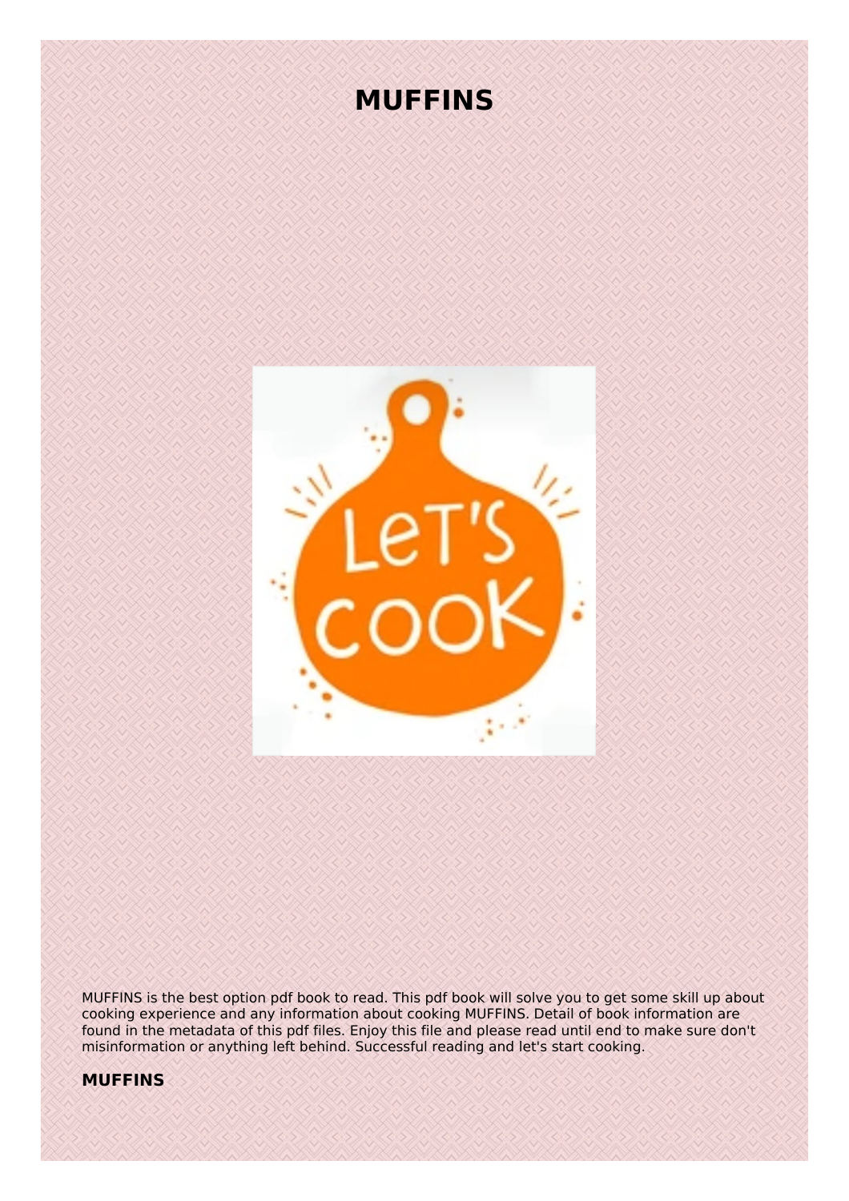# MUFFINS

MUFFINS is the best option pdf book to read. This pdf book will solve you to get some skill up about cooking experience and any information about cooking MUFFINS. Detail of book information are found in the metadata of this pdf files. Enjoy this file and please read until end to make sure don't misinformation or anything left behind. Successful reading and let's start cooking.

**MUFFINS**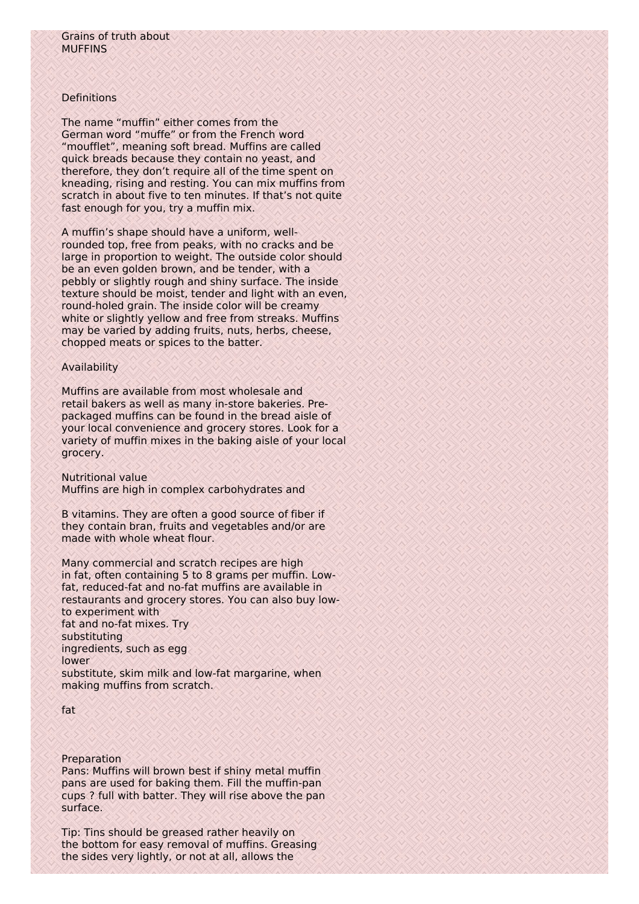# Grains of truth about MUFFINS

## Definitions

The name "muffin" either comes from the German word "muffe" or from the French word "moufflet", meaning soft bread. Muffins are called quick breads because they contain no yeast, and therefore, they don't require all of the time spent on kneading, rising and resting. You can mix muffins from scratch in about five to ten minutes. If that's not quite fast enough for you, try a muffin mix.

A muffin's shape should have a uniform, well-rounded top, free from peaks, with no cracks and be large in proportion to weight. The outside color should be an even golden brown, and be tender, with a pebbly or slightly rough and shiny surface. The inside texture should be moist, tender and light with an even, round-holed grain. The inside color will be creamy white or slightly yellow and free from streaks. Muffins may be varied by adding fruits, nuts, herbs, cheese, chopped meats or spices to the batter.

## Availability

Muffins are available from most wholesale and retail bakers as well as many in-store bakeries. Pre-packaged muffins can be found in the bread aisle of your local convenience and grocery stores. Look for a variety of muffin mixes in the baking aisle of your local grocery.

## Nutritional value

Muffins are high in complex carbohydrates and B vitamins. They are often a good source of fiber if they contain bran, fruits and vegetables and/or are made with whole wheat flour.

Many commercial and scratch recipes are high in fat, often containing 5 to 8 grams per muffin. Low-fat, reduced-fat and no-fat muffins are available in restaurants and grocery stores. You can also buy low-
to experiment with
fat and no-fat mixes. Try
substituting
ingredients, such as egg
lower
substitute, skim milk and low-fat margarine, when making muffins from scratch.

fat

## Preparation

Pans: Muffins will brown best if shiny metal muffin pans are used for baking them. Fill the muffin-pan cups ? full with batter. They will rise above the pan surface.

Tip: Tins should be greased rather heavily on the bottom for easy removal of muffins. Greasing the sides very lightly, or not at all, allows the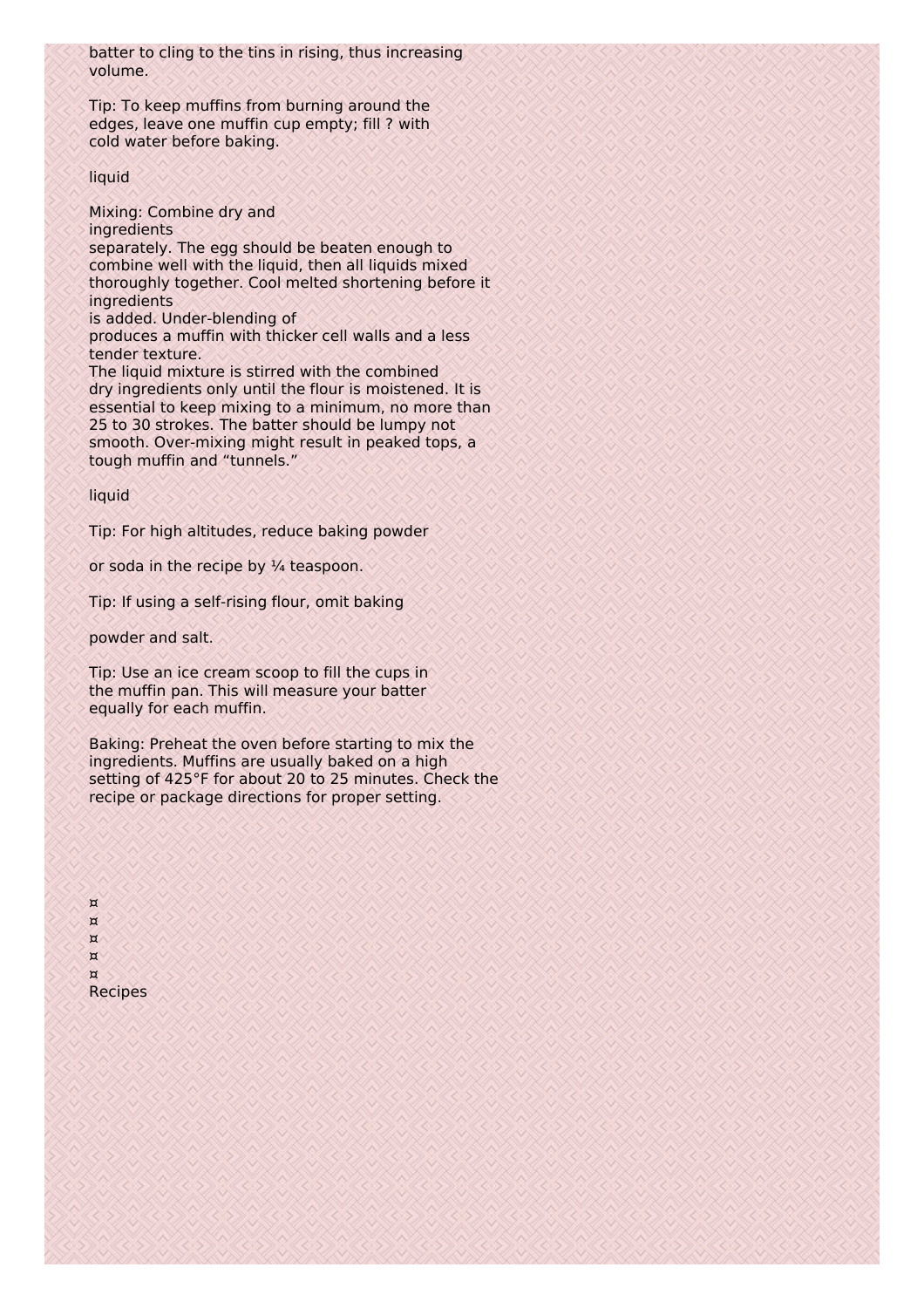batter to cling to the tins in rising, thus increasing volume.

Tip: To keep muffins from burning around the edges, leave one muffin cup empty; fill ? with cold water before baking.

liquid

Mixing: Combine dry and
ingredients
separately. The egg should be beaten enough to combine well with the liquid, then all liquids mixed thoroughly together. Cool melted shortening before it
ingredients
is added. Under-blending of
produces a muffin with thicker cell walls and a less tender texture.
The liquid mixture is stirred with the combined dry ingredients only until the flour is moistened. It is essential to keep mixing to a minimum, no more than 25 to 30 strokes. The batter should be lumpy not smooth. Over-mixing might result in peaked tops, a tough muffin and “tunnels.”

liquid

Tip: For high altitudes, reduce baking powder

or soda in the recipe by ¼ teaspoon.

Tip: If using a self-rising flour, omit baking

powder and salt.

Tip: Use an ice cream scoop to fill the cups in the muffin pan. This will measure your batter equally for each muffin.

Baking: Preheat the oven before starting to mix the ingredients. Muffins are usually baked on a high setting of 425°F for about 20 to 25 minutes. Check the recipe or package directions for proper setting.

¤
¤
¤
¤
¤
Recipes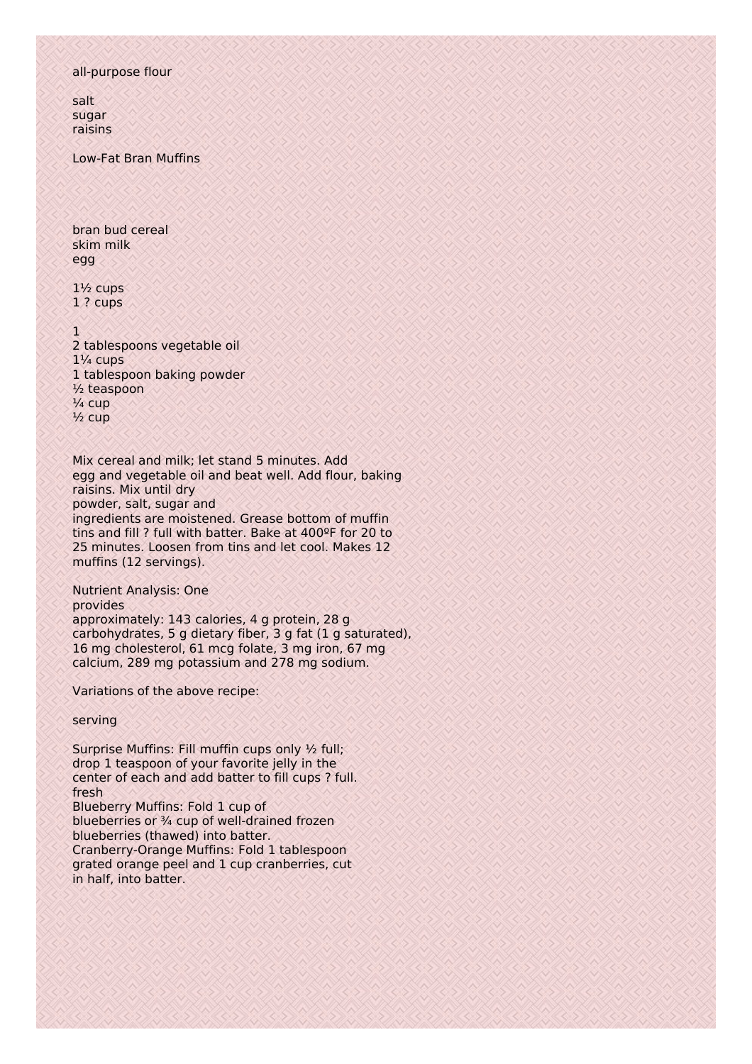all-purpose flour

salt
sugar
raisins

Low-Fat Bran Muffins

bran bud cereal
skim milk
egg

1½ cups
1 ? cups

1
2 tablespoons vegetable oil
1¼ cups
1 tablespoon baking powder
½ teaspoon
¼ cup
½ cup

Mix cereal and milk; let stand 5 minutes. Add egg and vegetable oil and beat well. Add flour, baking raisins. Mix until dry
powder, salt, sugar and
ingredients are moistened. Grease bottom of muffin tins and fill ? full with batter. Bake at 400ºF for 20 to 25 minutes. Loosen from tins and let cool. Makes 12 muffins (12 servings).

Nutrient Analysis: One
provides
approximately: 143 calories, 4 g protein, 28 g carbohydrates, 5 g dietary fiber, 3 g fat (1 g saturated), 16 mg cholesterol, 61 mcg folate, 3 mg iron, 67 mg calcium, 289 mg potassium and 278 mg sodium.

Variations of the above recipe:

serving

Surprise Muffins: Fill muffin cups only ½ full; drop 1 teaspoon of your favorite jelly in the center of each and add batter to fill cups ? full.
fresh
Blueberry Muffins: Fold 1 cup of
blueberries or ¾ cup of well-drained frozen blueberries (thawed) into batter.
Cranberry-Orange Muffins: Fold 1 tablespoon grated orange peel and 1 cup cranberries, cut in half, into batter.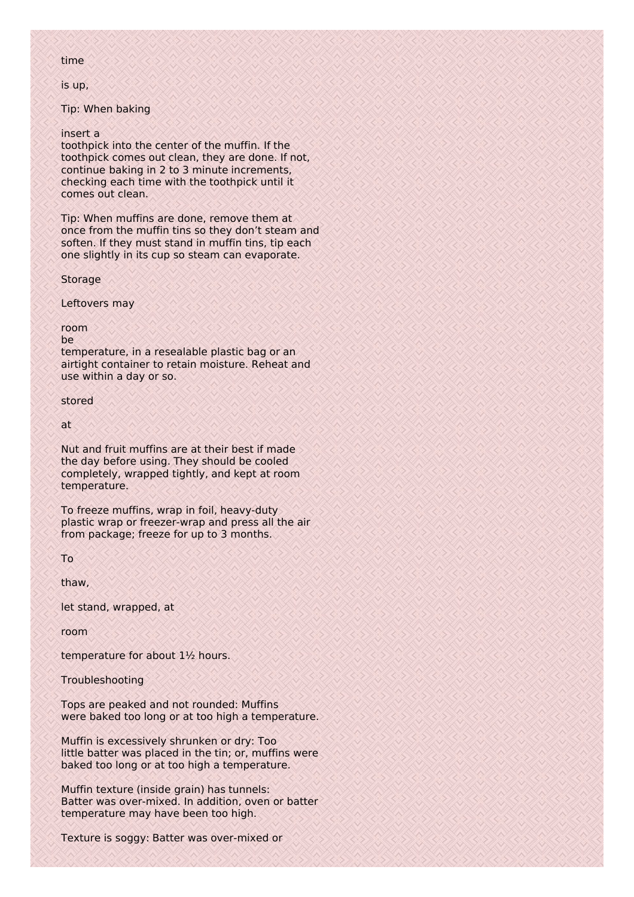time

is up,

Tip: When baking

insert a
toothpick into the center of the muffin. If the toothpick comes out clean, they are done. If not, continue baking in 2 to 3 minute increments, checking each time with the toothpick until it comes out clean.

Tip: When muffins are done, remove them at once from the muffin tins so they don't steam and soften. If they must stand in muffin tins, tip each one slightly in its cup so steam can evaporate.

## Storage

Leftovers may

room
be
temperature, in a resealable plastic bag or an airtight container to retain moisture. Reheat and use within a day or so.

stored

at

Nut and fruit muffins are at their best if made the day before using. They should be cooled completely, wrapped tightly, and kept at room temperature.

To freeze muffins, wrap in foil, heavy-duty plastic wrap or freezer-wrap and press all the air from package; freeze for up to 3 months.

To

thaw,

let stand, wrapped, at

room

temperature for about 1½ hours.

## Troubleshooting

Tops are peaked and not rounded: Muffins were baked too long or at too high a temperature.

Muffin is excessively shrunken or dry: Too little batter was placed in the tin; or, muffins were baked too long or at too high a temperature.

Muffin texture (inside grain) has tunnels: Batter was over-mixed. In addition, oven or batter temperature may have been too high.

Texture is soggy: Batter was over-mixed or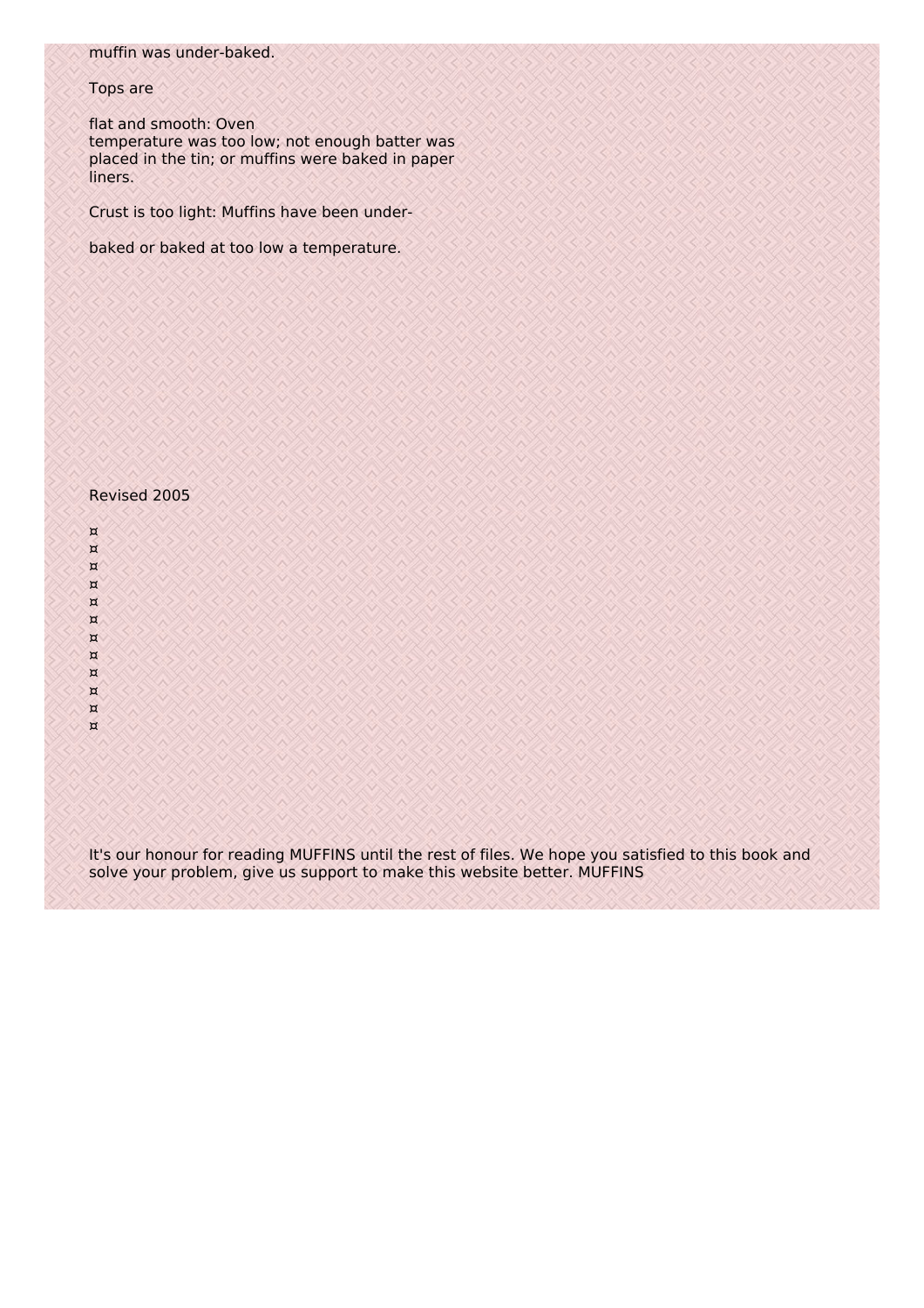muffin was under-baked.

Tops are

flat and smooth: Oven temperature was too low; not enough batter was placed in the tin; or muffins were baked in paper liners.

Crust is too light: Muffins have been under-

baked or baked at too low a temperature.

Revised 2005

¤
¤
¤
¤
¤
¤
¤
¤
¤
¤
¤
¤

It's our honour for reading MUFFINS until the rest of files. We hope you satisfied to this book and solve your problem, give us support to make this website better. MUFFINS